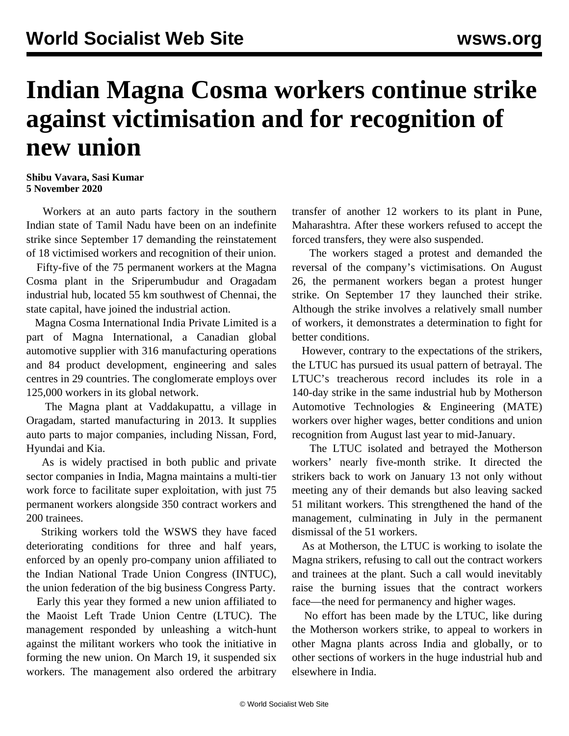# Indian Magna Cosma workers continue strike against victimisation and for recognition of new union

**Shibu Vavara, Sasi Kumar**
**5 November 2020**

Workers at an auto parts factory in the southern Indian state of Tamil Nadu have been on an indefinite strike since September 17 demanding the reinstatement of 18 victimised workers and recognition of their union.

Fifty-five of the 75 permanent workers at the Magna Cosma plant in the Sriperumbudur and Oragadam industrial hub, located 55 km southwest of Chennai, the state capital, have joined the industrial action.

Magna Cosma International India Private Limited is a part of Magna International, a Canadian global automotive supplier with 316 manufacturing operations and 84 product development, engineering and sales centres in 29 countries. The conglomerate employs over 125,000 workers in its global network.

The Magna plant at Vaddakupattu, a village in Oragadam, started manufacturing in 2013. It supplies auto parts to major companies, including Nissan, Ford, Hyundai and Kia.

As is widely practised in both public and private sector companies in India, Magna maintains a multi-tier work force to facilitate super exploitation, with just 75 permanent workers alongside 350 contract workers and 200 trainees.

Striking workers told the WSWS they have faced deteriorating conditions for three and half years, enforced by an openly pro-company union affiliated to the Indian National Trade Union Congress (INTUC), the union federation of the big business Congress Party.

Early this year they formed a new union affiliated to the Maoist Left Trade Union Centre (LTUC). The management responded by unleashing a witch-hunt against the militant workers who took the initiative in forming the new union. On March 19, it suspended six workers. The management also ordered the arbitrary transfer of another 12 workers to its plant in Pune, Maharashtra. After these workers refused to accept the forced transfers, they were also suspended.

The workers staged a protest and demanded the reversal of the company's victimisations. On August 26, the permanent workers began a protest hunger strike. On September 17 they launched their strike. Although the strike involves a relatively small number of workers, it demonstrates a determination to fight for better conditions.

However, contrary to the expectations of the strikers, the LTUC has pursued its usual pattern of betrayal. The LTUC's treacherous record includes its role in a 140-day strike in the same industrial hub by Motherson Automotive Technologies & Engineering (MATE) workers over higher wages, better conditions and union recognition from August last year to mid-January.

The LTUC isolated and betrayed the Motherson workers' nearly five-month strike. It directed the strikers back to work on January 13 not only without meeting any of their demands but also leaving sacked 51 militant workers. This strengthened the hand of the management, culminating in July in the permanent dismissal of the 51 workers.

As at Motherson, the LTUC is working to isolate the Magna strikers, refusing to call out the contract workers and trainees at the plant. Such a call would inevitably raise the burning issues that the contract workers face—the need for permanency and higher wages.

No effort has been made by the LTUC, like during the Motherson workers strike, to appeal to workers in other Magna plants across India and globally, or to other sections of workers in the huge industrial hub and elsewhere in India.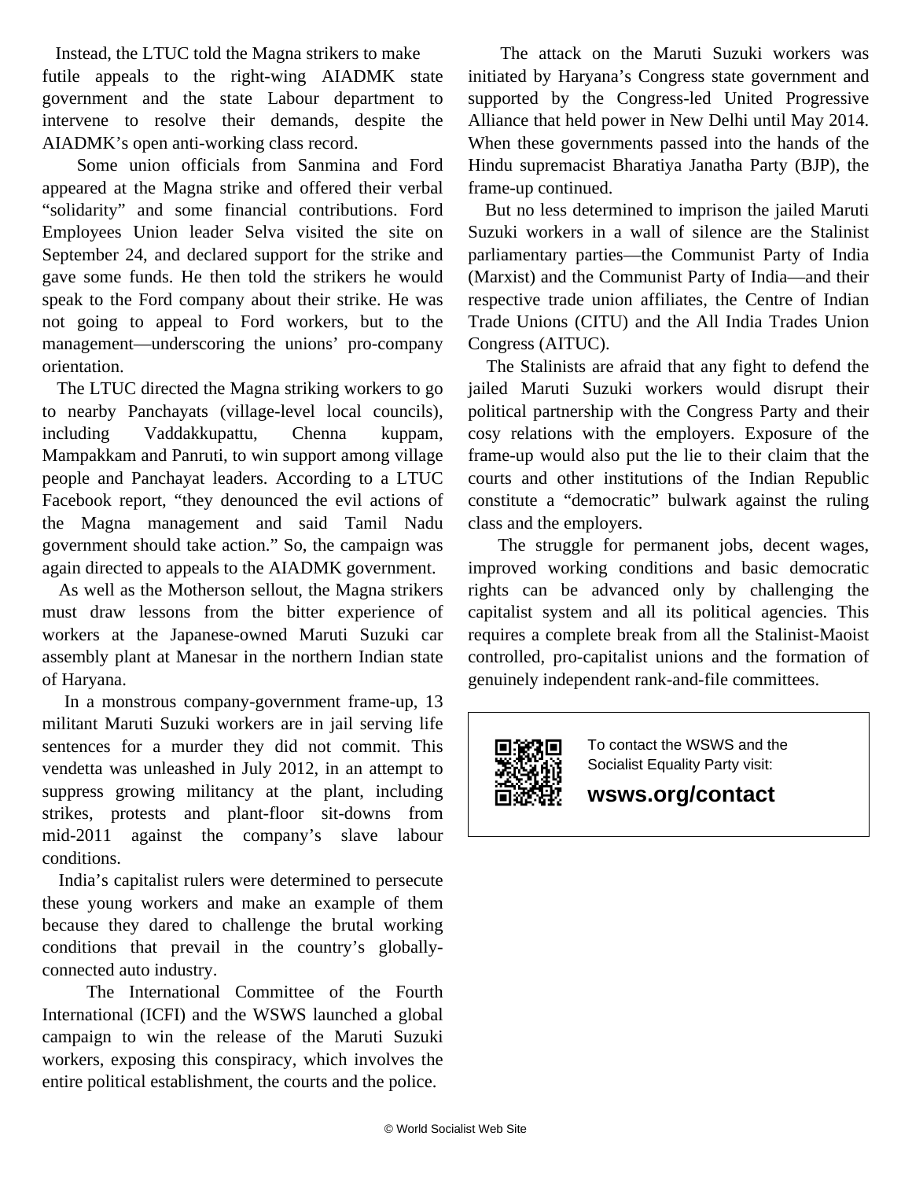Instead, the LTUC told the Magna strikers to make futile appeals to the right-wing AIADMK state government and the state Labour department to intervene to resolve their demands, despite the AIADMK's open anti-working class record.

Some union officials from Sanmina and Ford appeared at the Magna strike and offered their verbal "solidarity" and some financial contributions. Ford Employees Union leader Selva visited the site on September 24, and declared support for the strike and gave some funds. He then told the strikers he would speak to the Ford company about their strike. He was not going to appeal to Ford workers, but to the management—underscoring the unions' pro-company orientation.

The LTUC directed the Magna striking workers to go to nearby Panchayats (village-level local councils), including Vaddakkupattu, Chenna kuppam, Mampakkam and Panruti, to win support among village people and Panchayat leaders. According to a LTUC Facebook report, "they denounced the evil actions of the Magna management and said Tamil Nadu government should take action." So, the campaign was again directed to appeals to the AIADMK government.

As well as the Motherson sellout, the Magna strikers must draw lessons from the bitter experience of workers at the Japanese-owned Maruti Suzuki car assembly plant at Manesar in the northern Indian state of Haryana.

In a monstrous company-government frame-up, 13 militant Maruti Suzuki workers are in jail serving life sentences for a murder they did not commit. This vendetta was unleashed in July 2012, in an attempt to suppress growing militancy at the plant, including strikes, protests and plant-floor sit-downs from mid-2011 against the company's slave labour conditions.

India's capitalist rulers were determined to persecute these young workers and make an example of them because they dared to challenge the brutal working conditions that prevail in the country's globally-connected auto industry.

The International Committee of the Fourth International (ICFI) and the WSWS launched a global campaign to win the release of the Maruti Suzuki workers, exposing this conspiracy, which involves the entire political establishment, the courts and the police.

The attack on the Maruti Suzuki workers was initiated by Haryana's Congress state government and supported by the Congress-led United Progressive Alliance that held power in New Delhi until May 2014. When these governments passed into the hands of the Hindu supremacist Bharatiya Janatha Party (BJP), the frame-up continued.

But no less determined to imprison the jailed Maruti Suzuki workers in a wall of silence are the Stalinist parliamentary parties—the Communist Party of India (Marxist) and the Communist Party of India—and their respective trade union affiliates, the Centre of Indian Trade Unions (CITU) and the All India Trades Union Congress (AITUC).

The Stalinists are afraid that any fight to defend the jailed Maruti Suzuki workers would disrupt their political partnership with the Congress Party and their cosy relations with the employers. Exposure of the frame-up would also put the lie to their claim that the courts and other institutions of the Indian Republic constitute a "democratic" bulwark against the ruling class and the employers.

The struggle for permanent jobs, decent wages, improved working conditions and basic democratic rights can be advanced only by challenging the capitalist system and all its political agencies. This requires a complete break from all the Stalinist-Maoist controlled, pro-capitalist unions and the formation of genuinely independent rank-and-file committees.

To contact the WSWS and the Socialist Equality Party visit:

**wsws.org/contact**